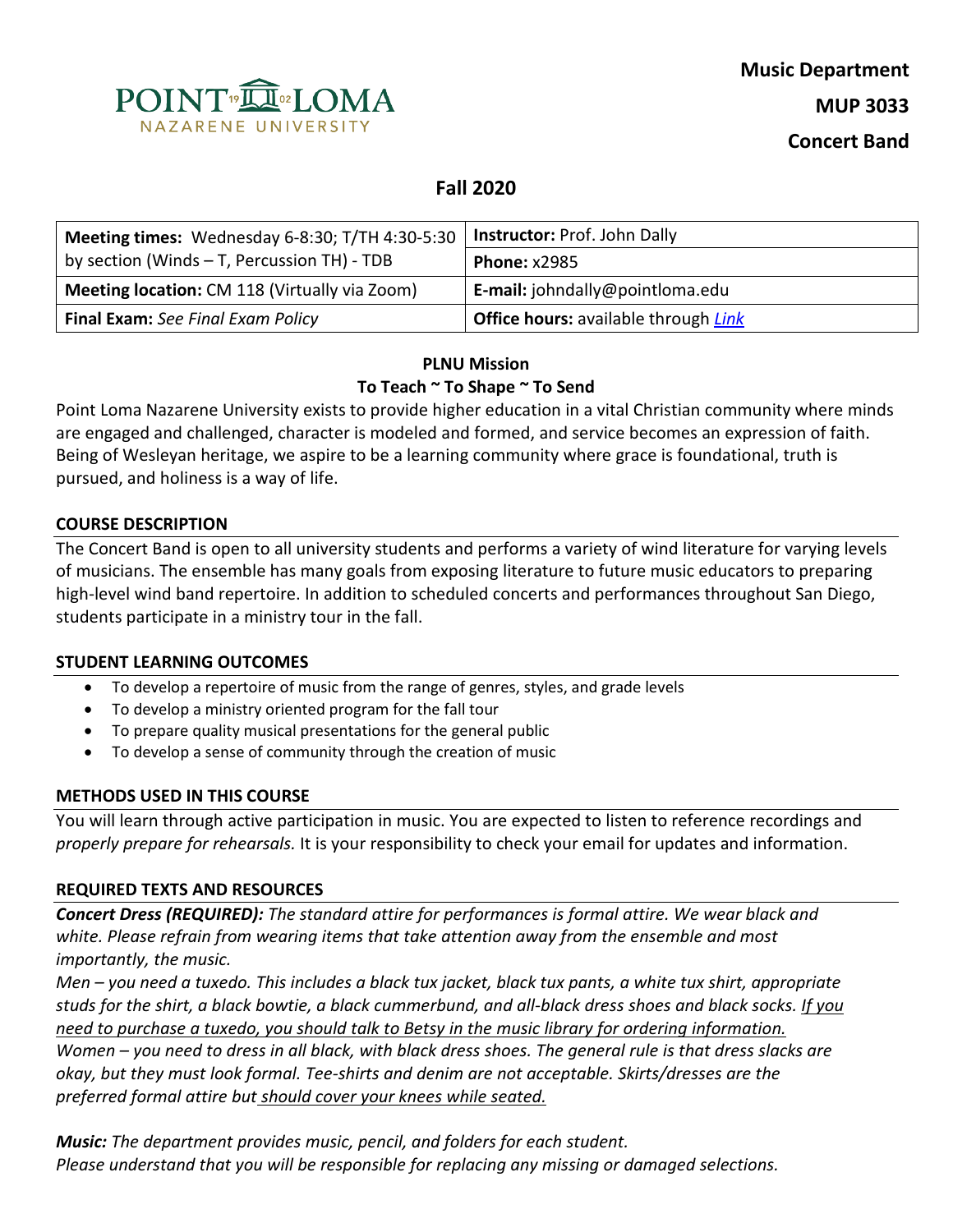**Music Department**

**MUP 3033**

**Concert Band**

POINT LOMA NAZARENE UNIVERSITY

## Fall 2020

| **Meeting times:** Wednesday 6-8:30; T/TH 4:30-5:30 by section (Winds – T, Percussion TH) - TDB | **Instructor:** Prof. John Dally |
|---|---|
| | **Phone:** x2985 |
| **Meeting location:** CM 118 (Virtually via Zoom) | **E-mail:** johndally@pointloma.edu |
| **Final Exam:** *See Final Exam Policy* | **Office hours:** available through *Link* |

**PLNU Mission**

**To Teach ~ To Shape ~ To Send**

Point Loma Nazarene University exists to provide higher education in a vital Christian community where minds are engaged and challenged, character is modeled and formed, and service becomes an expression of faith. Being of Wesleyan heritage, we aspire to be a learning community where grace is foundational, truth is pursued, and holiness is a way of life.

### COURSE DESCRIPTION

The Concert Band is open to all university students and performs a variety of wind literature for varying levels of musicians. The ensemble has many goals from exposing literature to future music educators to preparing high-level wind band repertoire. In addition to scheduled concerts and performances throughout San Diego, students participate in a ministry tour in the fall.

### STUDENT LEARNING OUTCOMES

- To develop a repertoire of music from the range of genres, styles, and grade levels
- To develop a ministry oriented program for the fall tour
- To prepare quality musical presentations for the general public
- To develop a sense of community through the creation of music

### METHODS USED IN THIS COURSE

You will learn through active participation in music. You are expected to listen to reference recordings and *properly prepare for rehearsals.* It is your responsibility to check your email for updates and information.

### REQUIRED TEXTS AND RESOURCES

***Concert Dress (REQUIRED):*** *The standard attire for performances is formal attire. We wear black and white. Please refrain from wearing items that take attention away from the ensemble and most importantly, the music.*

*Men – you need a tuxedo. This includes a black tux jacket, black tux pants, a white tux shirt, appropriate studs for the shirt, a black bowtie, a black cummerbund, and all-black dress shoes and black socks. <u>If you need to purchase a tuxedo, you should talk to Betsy in the music library for ordering information.</u>*

*Women – you need to dress in all black, with black dress shoes. The general rule is that dress slacks are okay, but they must look formal. Tee-shirts and denim are not acceptable. Skirts/dresses are the preferred formal attire but <u>should cover your knees while seated.</u>*

***Music:*** *The department provides music, pencil, and folders for each student.*
*Please understand that you will be responsible for replacing any missing or damaged selections.*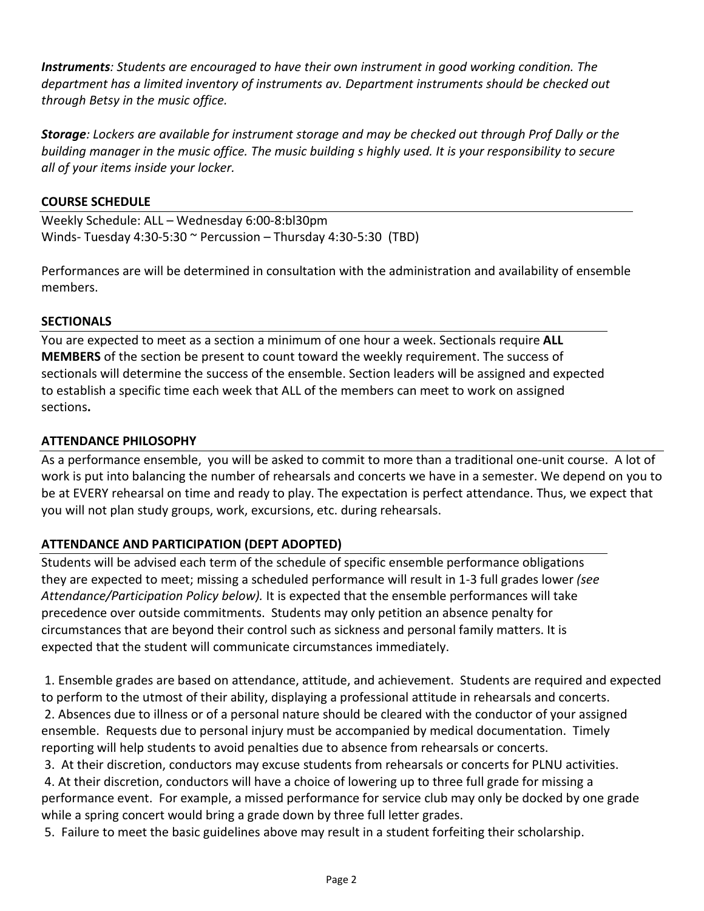***Instruments**: Students are encouraged to have their own instrument in good working condition. The department has a limited inventory of instruments av. Department instruments should be checked out through Betsy in the music office.*

***Storage**: Lockers are available for instrument storage and may be checked out through Prof Dally or the building manager in the music office. The music building s highly used. It is your responsibility to secure all of your items inside your locker.*

## COURSE SCHEDULE

Weekly Schedule: ALL – Wednesday 6:00-8:bl30pm
Winds- Tuesday 4:30-5:30 ~ Percussion – Thursday 4:30-5:30 (TBD)

Performances are will be determined in consultation with the administration and availability of ensemble members.

## SECTIONALS

You are expected to meet as a section a minimum of one hour a week. Sectionals require **ALL MEMBERS** of the section be present to count toward the weekly requirement. The success of sectionals will determine the success of the ensemble. Section leaders will be assigned and expected to establish a specific time each week that ALL of the members can meet to work on assigned sections**.**

## ATTENDANCE PHILOSOPHY

As a performance ensemble, you will be asked to commit to more than a traditional one-unit course. A lot of work is put into balancing the number of rehearsals and concerts we have in a semester. We depend on you to be at EVERY rehearsal on time and ready to play. The expectation is perfect attendance. Thus, we expect that you will not plan study groups, work, excursions, etc. during rehearsals.

## ATTENDANCE AND PARTICIPATION (DEPT ADOPTED)

Students will be advised each term of the schedule of specific ensemble performance obligations they are expected to meet; missing a scheduled performance will result in 1-3 full grades lower *(see Attendance/Participation Policy below).* It is expected that the ensemble performances will take precedence over outside commitments. Students may only petition an absence penalty for circumstances that are beyond their control such as sickness and personal family matters. It is expected that the student will communicate circumstances immediately.

1. Ensemble grades are based on attendance, attitude, and achievement. Students are required and expected to perform to the utmost of their ability, displaying a professional attitude in rehearsals and concerts.
2. Absences due to illness or of a personal nature should be cleared with the conductor of your assigned ensemble. Requests due to personal injury must be accompanied by medical documentation. Timely reporting will help students to avoid penalties due to absence from rehearsals or concerts.
3. At their discretion, conductors may excuse students from rehearsals or concerts for PLNU activities.
4. At their discretion, conductors will have a choice of lowering up to three full grade for missing a performance event. For example, a missed performance for service club may only be docked by one grade while a spring concert would bring a grade down by three full letter grades.
5. Failure to meet the basic guidelines above may result in a student forfeiting their scholarship.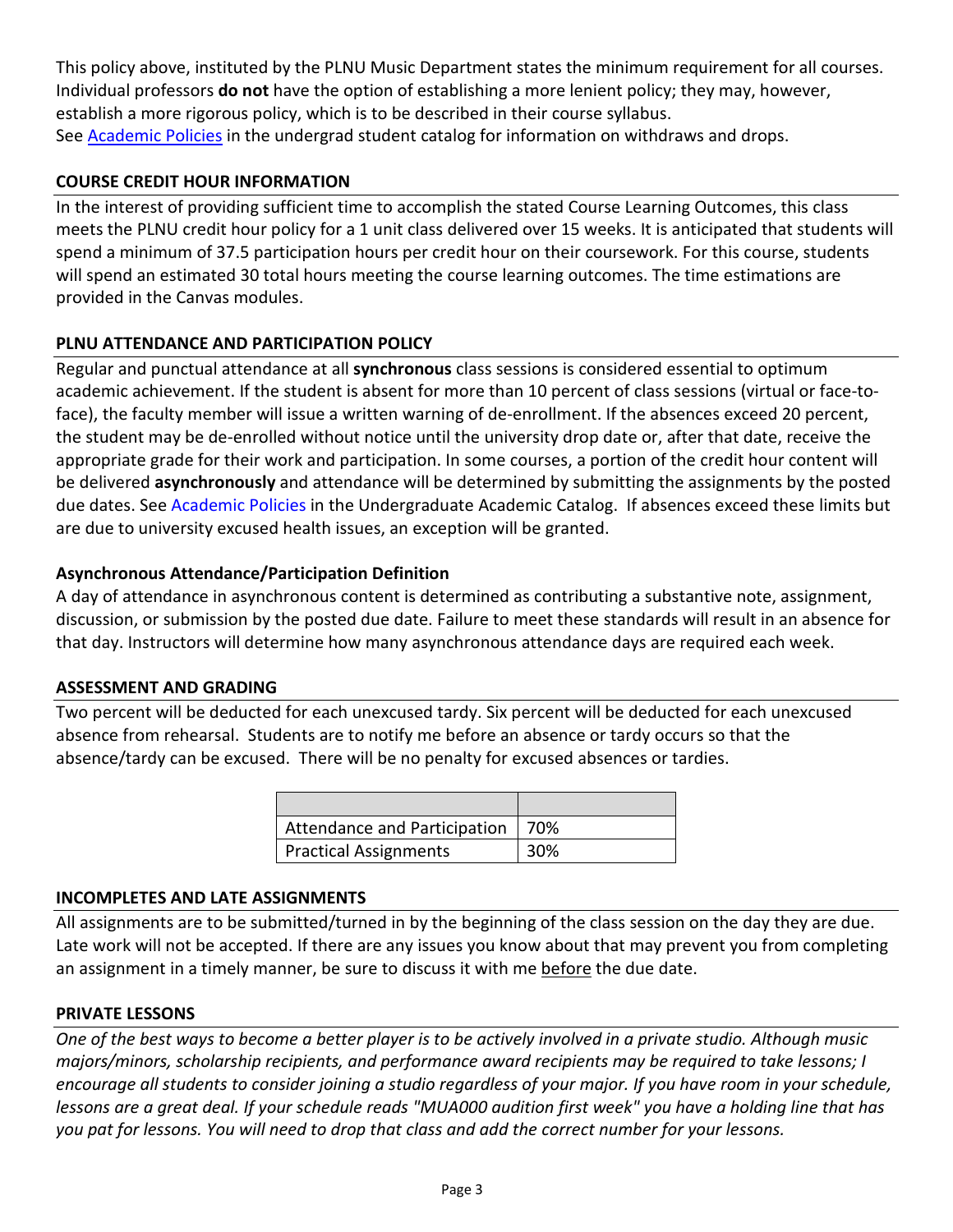This policy above, instituted by the PLNU Music Department states the minimum requirement for all courses. Individual professors **do not** have the option of establishing a more lenient policy; they may, however, establish a more rigorous policy, which is to be described in their course syllabus.
See Academic Policies in the undergrad student catalog for information on withdraws and drops.

### COURSE CREDIT HOUR INFORMATION

In the interest of providing sufficient time to accomplish the stated Course Learning Outcomes, this class meets the PLNU credit hour policy for a 1 unit class delivered over 15 weeks. It is anticipated that students will spend a minimum of 37.5 participation hours per credit hour on their coursework. For this course, students will spend an estimated 30 total hours meeting the course learning outcomes. The time estimations are provided in the Canvas modules.

### PLNU ATTENDANCE AND PARTICIPATION POLICY

Regular and punctual attendance at all **synchronous** class sessions is considered essential to optimum academic achievement. If the student is absent for more than 10 percent of class sessions (virtual or face-to-face), the faculty member will issue a written warning of de-enrollment. If the absences exceed 20 percent, the student may be de-enrolled without notice until the university drop date or, after that date, receive the appropriate grade for their work and participation. In some courses, a portion of the credit hour content will be delivered **asynchronously** and attendance will be determined by submitting the assignments by the posted due dates. See Academic Policies in the Undergraduate Academic Catalog. If absences exceed these limits but are due to university excused health issues, an exception will be granted.

### Asynchronous Attendance/Participation Definition

A day of attendance in asynchronous content is determined as contributing a substantive note, assignment, discussion, or submission by the posted due date. Failure to meet these standards will result in an absence for that day. Instructors will determine how many asynchronous attendance days are required each week.

### ASSESSMENT AND GRADING

Two percent will be deducted for each unexcused tardy. Six percent will be deducted for each unexcused absence from rehearsal. Students are to notify me before an absence or tardy occurs so that the absence/tardy can be excused. There will be no penalty for excused absences or tardies.

| | |
|---|---|
| Attendance and Participation | 70% |
| Practical Assignments | 30% |

### INCOMPLETES AND LATE ASSIGNMENTS

All assignments are to be submitted/turned in by the beginning of the class session on the day they are due. Late work will not be accepted. If there are any issues you know about that may prevent you from completing an assignment in a timely manner, be sure to discuss it with me before the due date.

### PRIVATE LESSONS

*One of the best ways to become a better player is to be actively involved in a private studio. Although music majors/minors, scholarship recipients, and performance award recipients may be required to take lessons; I encourage all students to consider joining a studio regardless of your major. If you have room in your schedule, lessons are a great deal. If your schedule reads "MUA000 audition first week" you have a holding line that has you pat for lessons. You will need to drop that class and add the correct number for your lessons.*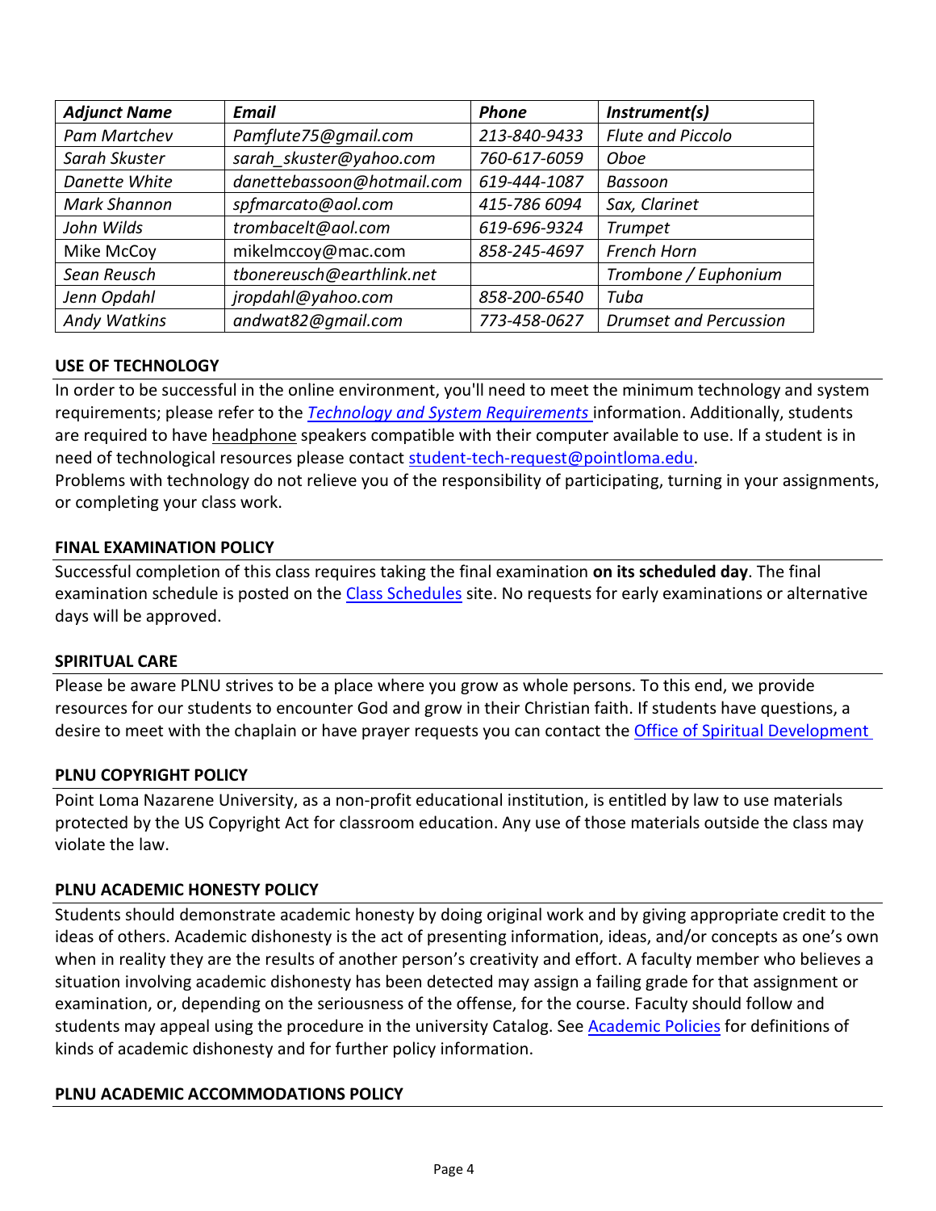| *Adjunct Name* | *Email* | *Phone* | *Instrument(s)* |
|---|---|---|---|
| *Pam Martchev* | *Pamflute75@gmail.com* | *213-840-9433* | *Flute and Piccolo* |
| *Sarah Skuster* | *sarah_skuster@yahoo.com* | *760-617-6059* | *Oboe* |
| *Danette White* | *danettebassoon@hotmail.com* | *619-444-1087* | *Bassoon* |
| *Mark Shannon* | *spfmarcato@aol.com* | *415-786 6094* | *Sax, Clarinet* |
| *John Wilds* | *trombacelt@aol.com* | *619-696-9324* | *Trumpet* |
| Mike McCoy | mikelmccoy@mac.com | *858-245-4697* | *French Horn* |
| *Sean Reusch* | *tbonereusch@earthlink.net* | | *Trombone / Euphonium* |
| *Jenn Opdahl* | *jropdahl@yahoo.com* | *858-200-6540* | *Tuba* |
| *Andy Watkins* | *andwat82@gmail.com* | *773-458-0627* | *Drumset and Percussion* |

## USE OF TECHNOLOGY

In order to be successful in the online environment, you'll need to meet the minimum technology and system requirements; please refer to the *Technology and System Requirements* information. Additionally, students are required to have headphone speakers compatible with their computer available to use. If a student is in need of technological resources please contact student-tech-request@pointloma.edu.

Problems with technology do not relieve you of the responsibility of participating, turning in your assignments, or completing your class work.

## FINAL EXAMINATION POLICY

Successful completion of this class requires taking the final examination **on its scheduled day**. The final examination schedule is posted on the Class Schedules site. No requests for early examinations or alternative days will be approved.

## SPIRITUAL CARE

Please be aware PLNU strives to be a place where you grow as whole persons. To this end, we provide resources for our students to encounter God and grow in their Christian faith. If students have questions, a desire to meet with the chaplain or have prayer requests you can contact the Office of Spiritual Development

## PLNU COPYRIGHT POLICY

Point Loma Nazarene University, as a non-profit educational institution, is entitled by law to use materials protected by the US Copyright Act for classroom education. Any use of those materials outside the class may violate the law.

## PLNU ACADEMIC HONESTY POLICY

Students should demonstrate academic honesty by doing original work and by giving appropriate credit to the ideas of others. Academic dishonesty is the act of presenting information, ideas, and/or concepts as one's own when in reality they are the results of another person's creativity and effort. A faculty member who believes a situation involving academic dishonesty has been detected may assign a failing grade for that assignment or examination, or, depending on the seriousness of the offense, for the course. Faculty should follow and students may appeal using the procedure in the university Catalog. See Academic Policies for definitions of kinds of academic dishonesty and for further policy information.

## PLNU ACADEMIC ACCOMMODATIONS POLICY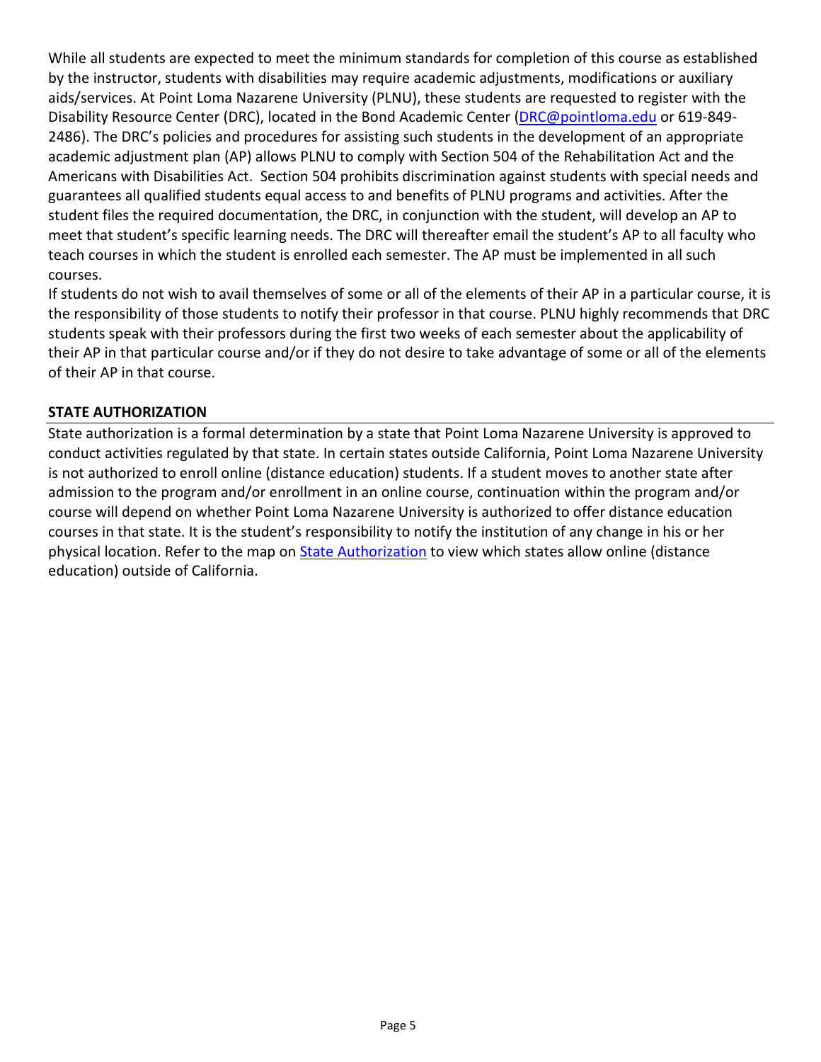While all students are expected to meet the minimum standards for completion of this course as established by the instructor, students with disabilities may require academic adjustments, modifications or auxiliary aids/services. At Point Loma Nazarene University (PLNU), these students are requested to register with the Disability Resource Center (DRC), located in the Bond Academic Center (DRC@pointloma.edu or 619-849-2486). The DRC's policies and procedures for assisting such students in the development of an appropriate academic adjustment plan (AP) allows PLNU to comply with Section 504 of the Rehabilitation Act and the Americans with Disabilities Act. Section 504 prohibits discrimination against students with special needs and guarantees all qualified students equal access to and benefits of PLNU programs and activities. After the student files the required documentation, the DRC, in conjunction with the student, will develop an AP to meet that student's specific learning needs. The DRC will thereafter email the student's AP to all faculty who teach courses in which the student is enrolled each semester. The AP must be implemented in all such courses.

If students do not wish to avail themselves of some or all of the elements of their AP in a particular course, it is the responsibility of those students to notify their professor in that course. PLNU highly recommends that DRC students speak with their professors during the first two weeks of each semester about the applicability of their AP in that particular course and/or if they do not desire to take advantage of some or all of the elements of their AP in that course.

## STATE AUTHORIZATION

State authorization is a formal determination by a state that Point Loma Nazarene University is approved to conduct activities regulated by that state. In certain states outside California, Point Loma Nazarene University is not authorized to enroll online (distance education) students. If a student moves to another state after admission to the program and/or enrollment in an online course, continuation within the program and/or course will depend on whether Point Loma Nazarene University is authorized to offer distance education courses in that state. It is the student's responsibility to notify the institution of any change in his or her physical location. Refer to the map on State Authorization to view which states allow online (distance education) outside of California.